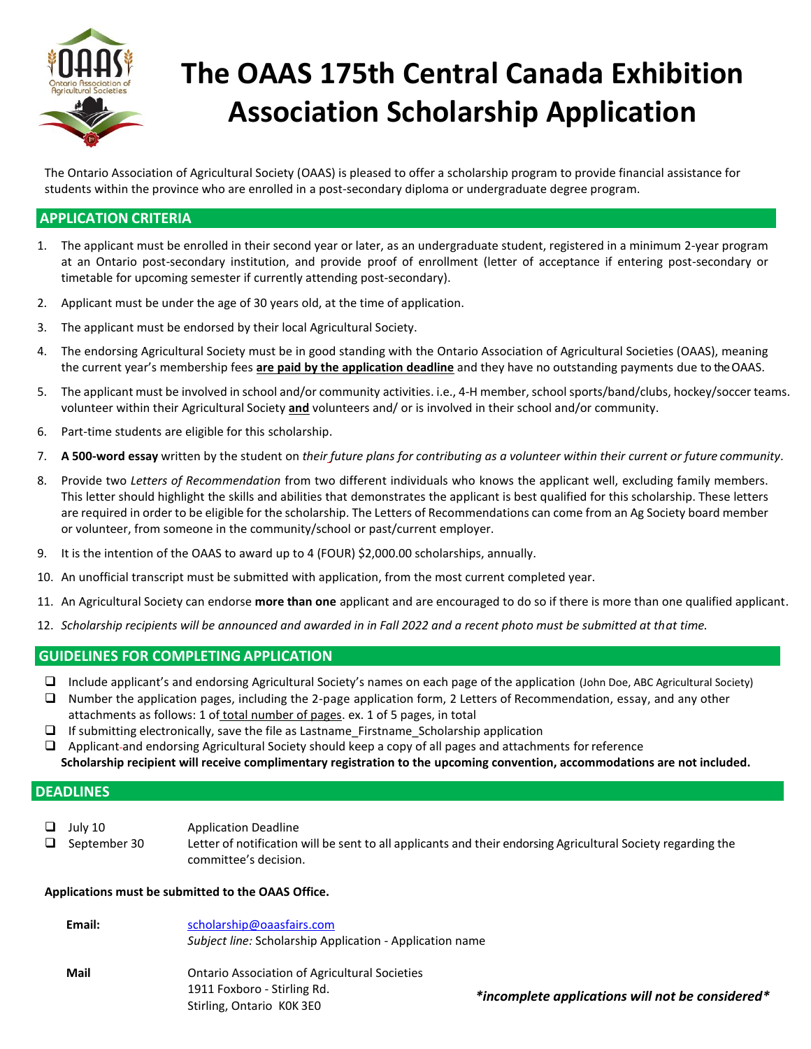# The OAAS 175th Central Canada Exhibition Association Scholarship Application

The Ontario Association of Agricultural Society (OAAS) is pleased to offer a scholarship program to provide financial assistance for students within the province who are enrolled in a post-secondary diploma or undergraduate degree program.

## APPLICATION CRITERIA

1. The applicant must be enrolled in their second year or later, as an undergraduate student, registered in a minimum 2-year program at an Ontario post-secondary institution, and provide proof of enrollment (letter of acceptance if entering post-secondary or timetable for upcoming semester if currently attending post-secondary).
2. Applicant must be under the age of 30 years old, at the time of application.
3. The applicant must be endorsed by their local Agricultural Society.
4. The endorsing Agricultural Society must be in good standing with the Ontario Association of Agricultural Societies (OAAS), meaning the current year's membership fees **are paid by the application deadline** and they have no outstanding payments due to the OAAS.
5. The applicant must be involved in school and/or community activities. i.e., 4-H member, school sports/band/clubs, hockey/soccer teams. volunteer within their Agricultural Society **and** volunteers and/ or is involved in their school and/or community.
6. Part-time students are eligible for this scholarship.
7. **A 500-word essay** written by the student on *their future plans for contributing as a volunteer within their current or future community*.
8. Provide two *Letters of Recommendation* from two different individuals who knows the applicant well, excluding family members. This letter should highlight the skills and abilities that demonstrates the applicant is best qualified for this scholarship. These letters are required in order to be eligible for the scholarship. The Letters of Recommendations can come from an Ag Society board member or volunteer, from someone in the community/school or past/current employer.
9. It is the intention of the OAAS to award up to 4 (FOUR) $2,000.00 scholarships, annually.
10. An unofficial transcript must be submitted with application, from the most current completed year.
11. An Agricultural Society can endorse **more than one** applicant and are encouraged to do so if there is more than one qualified applicant.
12. *Scholarship recipients will be announced and awarded in in Fall 2022 and a recent photo must be submitted at that time.*

## GUIDELINES FOR COMPLETING APPLICATION

- ❑ Include applicant's and endorsing Agricultural Society's names on each page of the application (John Doe, ABC Agricultural Society)
- ❑ Number the application pages, including the 2-page application form, 2 Letters of Recommendation, essay, and any other attachments as follows: 1 of total number of pages. ex. 1 of 5 pages, in total
- ❑ If submitting electronically, save the file as Lastname_Firstname_Scholarship application
- ❑ Applicant and endorsing Agricultural Society should keep a copy of all pages and attachments for reference

**Scholarship recipient will receive complimentary registration to the upcoming convention, accommodations are not included.**

## DEADLINES

- ❑ July 10 — Application Deadline
- ❑ September 30 — Letter of notification will be sent to all applicants and their endorsing Agricultural Society regarding the committee's decision.

**Applications must be submitted to the OAAS Office.**

**Email:** scholarship@oaasfairs.com
*Subject line:* Scholarship Application - Application name

**Mail**
Ontario Association of Agricultural Societies
1911 Foxboro - Stirling Rd.
Stirling, Ontario K0K 3E0

***incomplete applications will not be considered***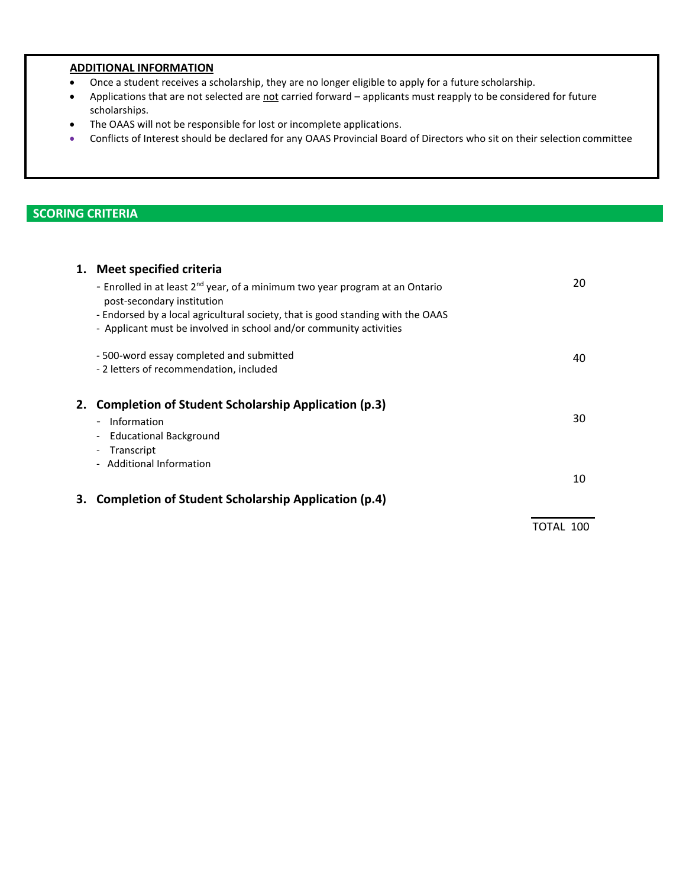**ADDITIONAL INFORMATION**

- Once a student receives a scholarship, they are no longer eligible to apply for a future scholarship.
- Applications that are not selected are not carried forward – applicants must reapply to be considered for future scholarships.
- The OAAS will not be responsible for lost or incomplete applications.
- Conflicts of Interest should be declared for any OAAS Provincial Board of Directors who sit on their selection committee

## SCORING CRITERIA

| Criteria | Points |
|---|---|
| **1. Meet specified criteria**<br>- Enrolled in at least 2nd year, of a minimum two year program at an Ontario post-secondary institution<br>- Endorsed by a local agricultural society, that is good standing with the OAAS<br>- Applicant must be involved in school and/or community activities | 20 |
| - 500-word essay completed and submitted<br>- 2 letters of recommendation, included | 40 |
| **2. Completion of Student Scholarship Application (p.3)**<br>- Information<br>- Educational Background<br>- Transcript<br>- Additional Information | 30 |
| **3. Completion of Student Scholarship Application (p.4)** | 10 |
| TOTAL | 100 |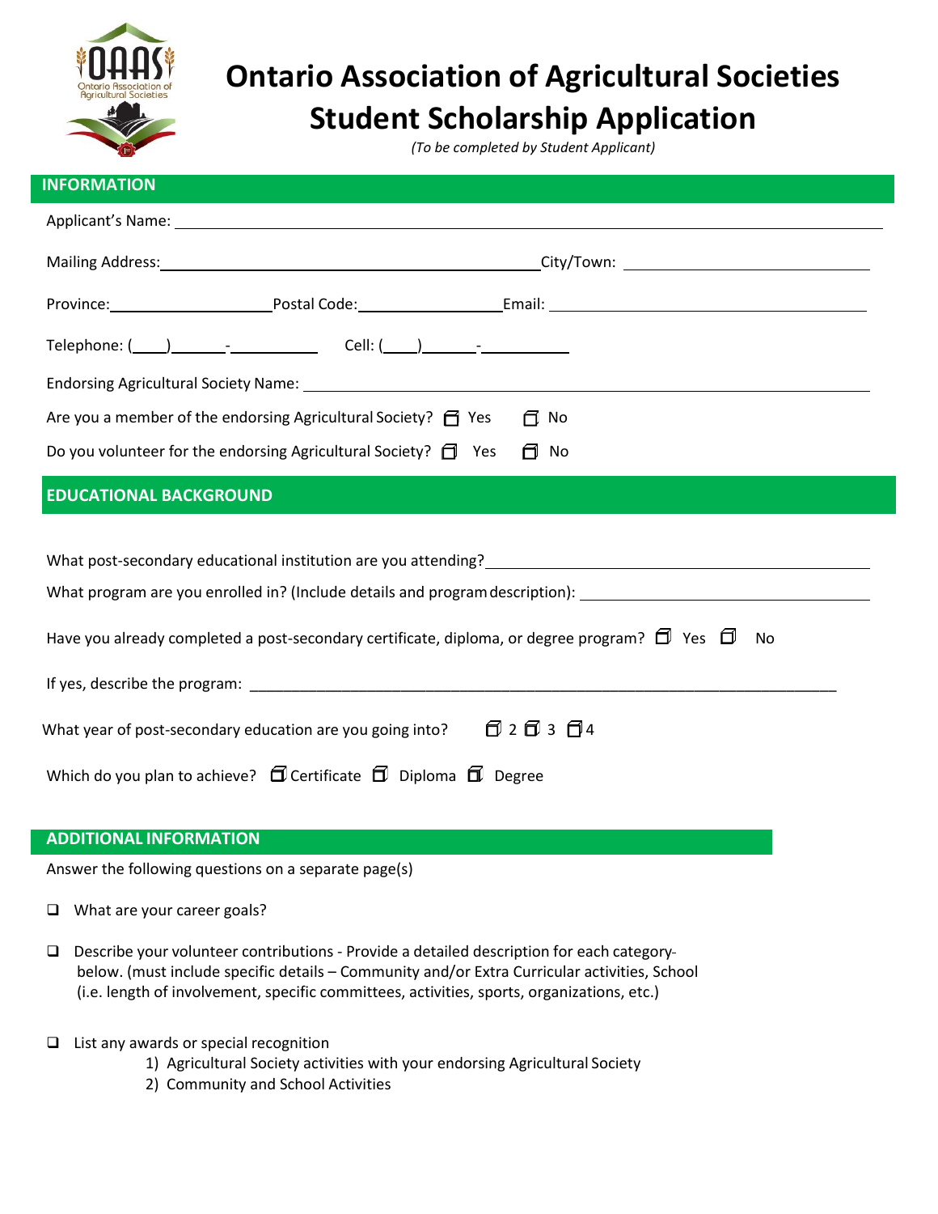# Ontario Association of Agricultural Societies Student Scholarship Application

*(To be completed by Student Applicant)*

## INFORMATION

Applicant's Name: ______________________________________________

Mailing Address: ______________________________ City/Town: ______________________

Province: ______________ Postal Code: ______________ Email: ______________________

Telephone: (____)______-__________ Cell: (____)______-__________

Endorsing Agricultural Society Name: ______________________________________________

Are you a member of the endorsing Agricultural Society? ☐ Yes ☐ No

Do you volunteer for the endorsing Agricultural Society? ☐ Yes ☐ No

## EDUCATIONAL BACKGROUND

What post-secondary educational institution are you attending? ______________________________

What program are you enrolled in? (Include details and program description): ______________________

Have you already completed a post-secondary certificate, diploma, or degree program? ☐ Yes ☐ No

If yes, describe the program: ______________________________________________

What year of post-secondary education are you going into? ☐ 2 ☐ 3 ☐ 4

Which do you plan to achieve? ☐ Certificate ☐ Diploma ☐ Degree

## ADDITIONAL INFORMATION

Answer the following questions on a separate page(s)

- ❑ What are your career goals?
- ❑ Describe your volunteer contributions - Provide a detailed description for each category below. (must include specific details – Community and/or Extra Curricular activities, School (i.e. length of involvement, specific committees, activities, sports, organizations, etc.)
- ❑ List any awards or special recognition
  1) Agricultural Society activities with your endorsing Agricultural Society
  2) Community and School Activities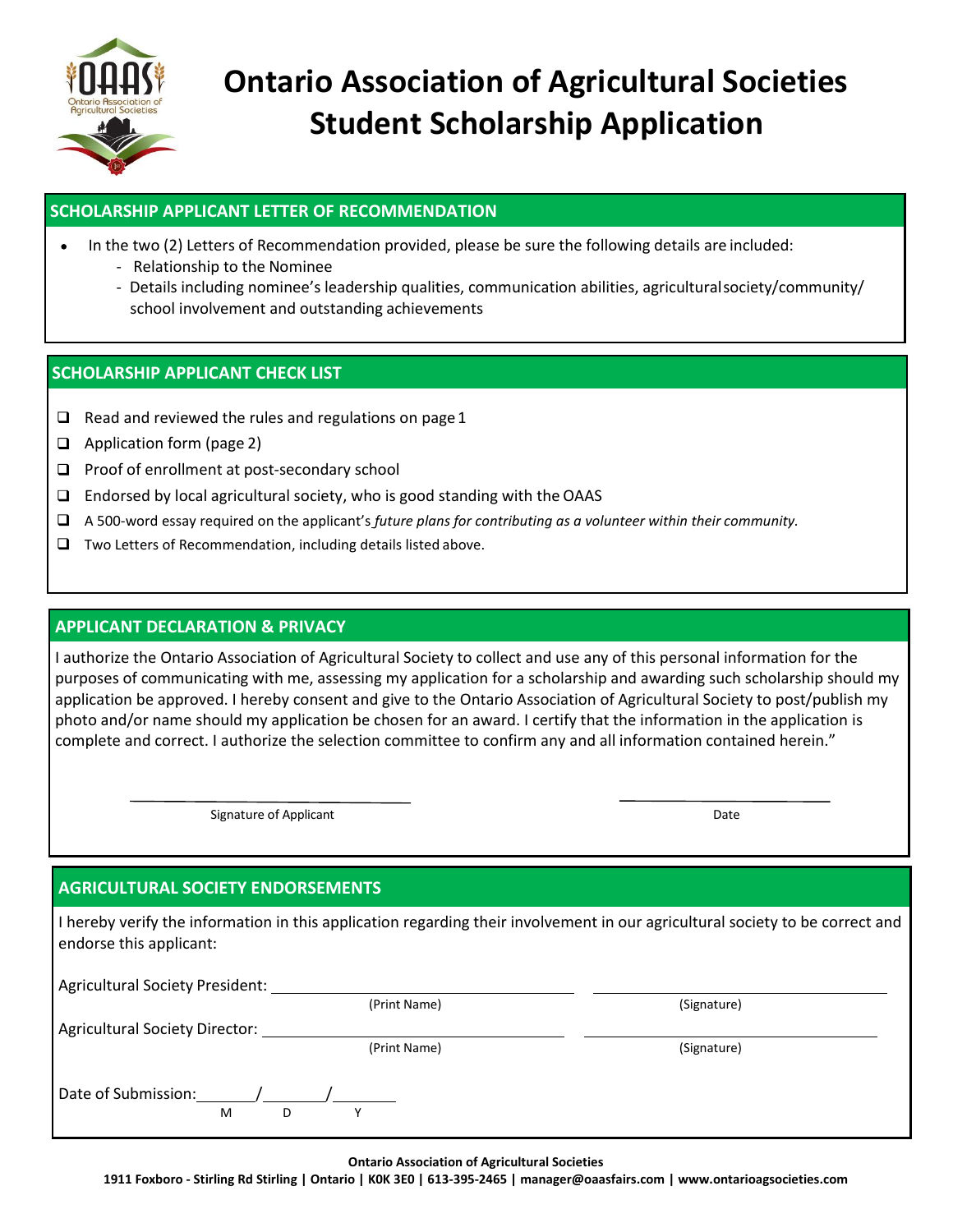# Ontario Association of Agricultural Societies Student Scholarship Application

## SCHOLARSHIP APPLICANT LETTER OF RECOMMENDATION

- In the two (2) Letters of Recommendation provided, please be sure the following details are included:
  - Relationship to the Nominee
  - Details including nominee's leadership qualities, communication abilities, agricultural society/community/ school involvement and outstanding achievements

## SCHOLARSHIP APPLICANT CHECK LIST

- ❑ Read and reviewed the rules and regulations on page 1
- ❑ Application form (page 2)
- ❑ Proof of enrollment at post-secondary school
- ❑ Endorsed by local agricultural society, who is good standing with the OAAS
- ❑ A 500-word essay required on the applicant's *future plans for contributing as a volunteer within their community.*
- ❑ Two Letters of Recommendation, including details listed above.

## APPLICANT DECLARATION & PRIVACY

I authorize the Ontario Association of Agricultural Society to collect and use any of this personal information for the purposes of communicating with me, assessing my application for a scholarship and awarding such scholarship should my application be approved. I hereby consent and give to the Ontario Association of Agricultural Society to post/publish my photo and/or name should my application be chosen for an award. I certify that the information in the application is complete and correct. I authorize the selection committee to confirm any and all information contained herein."

______________________________ Signature of Applicant

______________________ Date

## AGRICULTURAL SOCIETY ENDORSEMENTS

I hereby verify the information in this application regarding their involvement in our agricultural society to be correct and endorse this applicant:

Agricultural Society President: ______________________________ (Print Name) ______________________________ (Signature)

Agricultural Society Director: ______________________________ (Print Name) ______________________________ (Signature)

Date of Submission: _______/_______/_______
M D Y

**Ontario Association of Agricultural Societies**
**1911 Foxboro - Stirling Rd Stirling | Ontario | K0K 3E0 | 613-395-2465 | manager@oaasfairs.com | www.ontarioagsocieties.com**